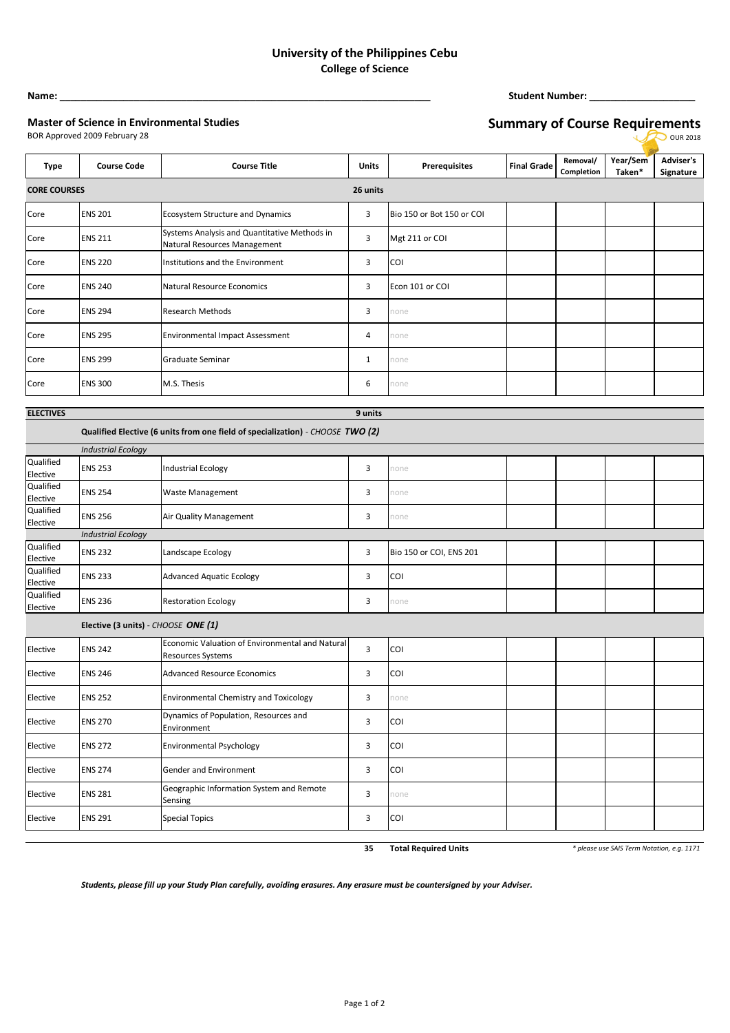# University of the Philippines Cebu
## College of Science

**Name:** ______________________________________________ **Student Number:** ____________________

**Master of Science in Environmental Studies**
BOR Approved 2009 February 28

## Summary of Course Requirements
OUR 2018

| Type | Course Code | Course Title | Units | Prerequisites | Final Grade | Removal/ Completion | Year/Sem Taken* | Adviser's Signature |
|---|---|---|---|---|---|---|---|---|
| **CORE COURSES** | | | **26 units** | | | | | |
| Core | ENS 201 | Ecosystem Structure and Dynamics | 3 | Bio 150 or Bot 150 or COI | | | | |
| Core | ENS 211 | Systems Analysis and Quantitative Methods in Natural Resources Management | 3 | Mgt 211 or COI | | | | |
| Core | ENS 220 | Institutions and the Environment | 3 | COI | | | | |
| Core | ENS 240 | Natural Resource Economics | 3 | Econ 101 or COI | | | | |
| Core | ENS 294 | Research Methods | 3 | none | | | | |
| Core | ENS 295 | Environmental Impact Assessment | 4 | none | | | | |
| Core | ENS 299 | Graduate Seminar | 1 | none | | | | |
| Core | ENS 300 | M.S. Thesis | 6 | none | | | | |
| **ELECTIVES** | | | **9 units** | | | | | |
| | **Qualified Elective (6 units from one field of specialization)** - *CHOOSE* ***TWO (2)*** | | | | | | | |
| | *Industrial Ecology* | | | | | | | |
| Qualified Elective | ENS 253 | Industrial Ecology | 3 | none | | | | |
| Qualified Elective | ENS 254 | Waste Management | 3 | none | | | | |
| Qualified Elective | ENS 256 | Air Quality Management | 3 | none | | | | |
| | *Industrial Ecology* | | | | | | | |
| Qualified Elective | ENS 232 | Landscape Ecology | 3 | Bio 150 or COI, ENS 201 | | | | |
| Qualified Elective | ENS 233 | Advanced Aquatic Ecology | 3 | COI | | | | |
| Qualified Elective | ENS 236 | Restoration Ecology | 3 | none | | | | |
| | **Elective (3 units)** - *CHOOSE* ***ONE (1)*** | | | | | | | |
| Elective | ENS 242 | Economic Valuation of Environmental and Natural Resources Systems | 3 | COI | | | | |
| Elective | ENS 246 | Advanced Resource Economics | 3 | COI | | | | |
| Elective | ENS 252 | Environmental Chemistry and Toxicology | 3 | none | | | | |
| Elective | ENS 270 | Dynamics of Population, Resources and Environment | 3 | COI | | | | |
| Elective | ENS 272 | Environmental Psychology | 3 | COI | | | | |
| Elective | ENS 274 | Gender and Environment | 3 | COI | | | | |
| Elective | ENS 281 | Geographic Information System and Remote Sensing | 3 | none | | | | |
| Elective | ENS 291 | Special Topics | 3 | COI | | | | |
| | | | **35** | **Total Required Units** | | | | |

*\* please use SAIS Term Notation, e.g. 1171*

***Students, please fill up your Study Plan carefully, avoiding erasures. Any erasure must be countersigned by your Adviser.***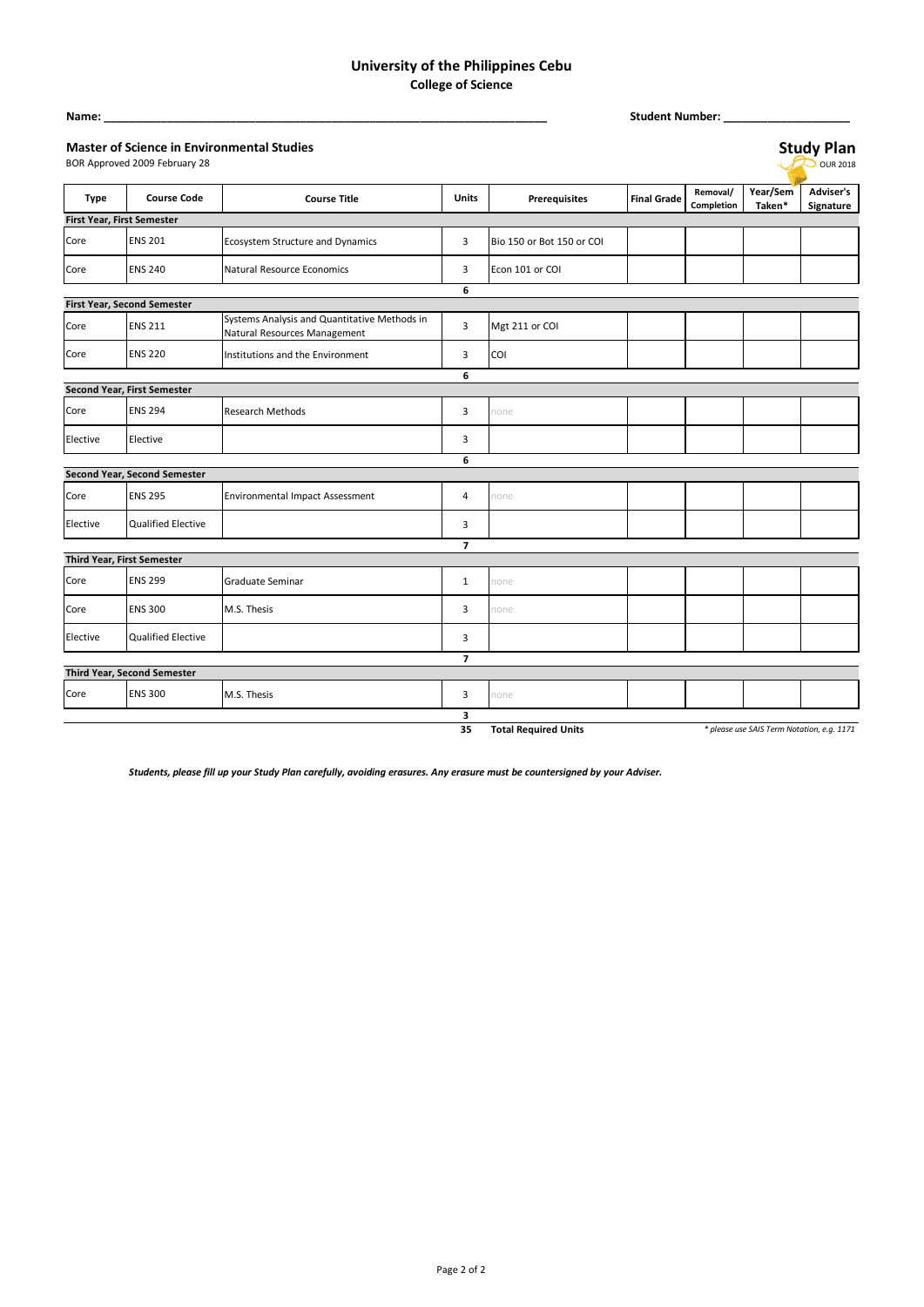# University of the Philippines Cebu
## College of Science

**Name:** ______________________________________________ **Student Number:** ____________________

**Master of Science in Environmental Studies**
BOR Approved 2009 February 28

**Study Plan**
OUR 2018

| Type | Course Code | Course Title | Units | Prerequisites | Final Grade | Removal/ Completion | Year/Sem Taken* | Adviser's Signature |
|---|---|---|---|---|---|---|---|---|
| **First Year, First Semester** | | | | | | | | |
| Core | ENS 201 | Ecosystem Structure and Dynamics | 3 | Bio 150 or Bot 150 or COI | | | | |
| Core | ENS 240 | Natural Resource Economics | 3 | Econ 101 or COI | | | | |
| | | | **6** | | | | | |
| **First Year, Second Semester** | | | | | | | | |
| Core | ENS 211 | Systems Analysis and Quantitative Methods in Natural Resources Management | 3 | Mgt 211 or COI | | | | |
| Core | ENS 220 | Institutions and the Environment | 3 | COI | | | | |
| | | | **6** | | | | | |
| **Second Year, First Semester** | | | | | | | | |
| Core | ENS 294 | Research Methods | 3 | none | | | | |
| Elective | Elective | | 3 | | | | | |
| | | | **6** | | | | | |
| **Second Year, Second Semester** | | | | | | | | |
| Core | ENS 295 | Environmental Impact Assessment | 4 | none | | | | |
| Elective | Qualified Elective | | 3 | | | | | |
| | | | **7** | | | | | |
| **Third Year, First Semester** | | | | | | | | |
| Core | ENS 299 | Graduate Seminar | 1 | none | | | | |
| Core | ENS 300 | M.S. Thesis | 3 | none | | | | |
| Elective | Qualified Elective | | 3 | | | | | |
| | | | **7** | | | | | |
| **Third Year, Second Semester** | | | | | | | | |
| Core | ENS 300 | M.S. Thesis | 3 | none | | | | |
| | | | **3** | | | | | |
| | | | **35** | **Total Required Units** | | | | |

*\* please use SAIS Term Notation, e.g. 1171*

***Students, please fill up your Study Plan carefully, avoiding erasures. Any erasure must be countersigned by your Adviser.***